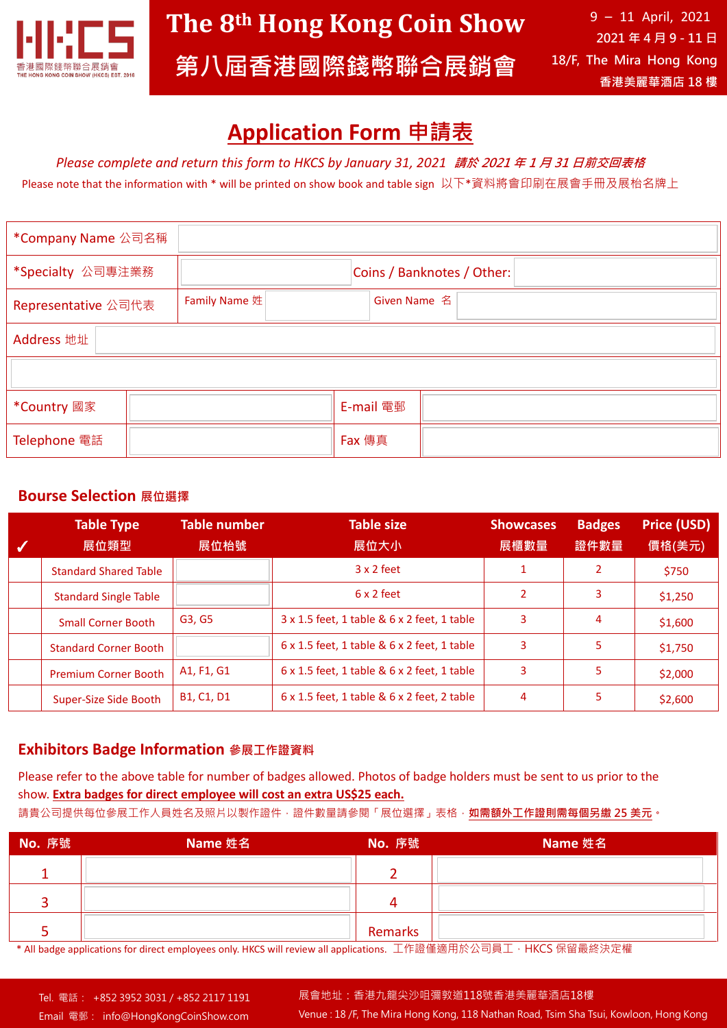# The 8th Hong Kong Coin Show

# 第八屆香港國際錢幣聯合展銷會

9 – 11 April, 2021
2021 年 4 月 9 - 11 日
18/F, The Mira Hong Kong
香港美麗華酒店 18 樓

## Application Form 申請表

*Please complete and return this form to HKCS by January 31, 2021 請於 2021 年 1 月 31 日前交回表格*

Please note that the information with * will be printed on show book and table sign 以下*資料將會印刷在展會手冊及展枱名牌上

| | | | |
|---|---|---|---|
| *Company Name 公司名稱 | | | |
| *Specialty 公司專注業務 | | Coins / Banknotes / Other: | |
| Representative 公司代表 | Family Name 姓 | | Given Name 名 |
| Address 地址 | | | |
| | | | |
| *Country 國家 | | E-mail 電郵 | |
| Telephone 電話 | | Fax 傳真 | |

### Bourse Selection 展位選擇

| ✓ | Table Type 展位類型 | Table number 展位枱號 | Table size 展位大小 | Showcases 展櫃數量 | Badges 證件數量 | Price (USD) 價格(美元) |
|---|---|---|---|---|---|---|
| | Standard Shared Table | | 3 x 2 feet | 1 | 2 | $750 |
| | Standard Single Table | | 6 x 2 feet | 2 | 3 | $1,250 |
| | Small Corner Booth | G3, G5 | 3 x 1.5 feet, 1 table & 6 x 2 feet, 1 table | 3 | 4 | $1,600 |
| | Standard Corner Booth | | 6 x 1.5 feet, 1 table & 6 x 2 feet, 1 table | 3 | 5 | $1,750 |
| | Premium Corner Booth | A1, F1, G1 | 6 x 1.5 feet, 1 table & 6 x 2 feet, 1 table | 3 | 5 | $2,000 |
| | Super-Size Side Booth | B1, C1, D1 | 6 x 1.5 feet, 1 table & 6 x 2 feet, 2 table | 4 | 5 | $2,600 |

### Exhibitors Badge Information 參展工作證資料

Please refer to the above table for number of badges allowed. Photos of badge holders must be sent to us prior to the show. **Extra badges for direct employee will cost an extra US$25 each.**

請貴公司提供每位參展工作人員姓名及照片以製作證件，證件數量請參閱「展位選擇」表格，**如需額外工作證則需每個另繳 25 美元**。

| No. 序號 | Name 姓名 | No. 序號 | Name 姓名 |
|---|---|---|---|
| 1 | | 2 | |
| 3 | | 4 | |
| 5 | | Remarks | |

* All badge applications for direct employees only. HKCS will review all applications. 工作證僅適用於公司員工，HKCS 保留最終決定權

Tel. 電話： +852 3952 3031 / +852 2117 1191
Email 電郵： info@HongKongCoinShow.com

展會地址：香港九龍尖沙咀彌敦道118號香港美麗華酒店18樓
Venue : 18 /F, The Mira Hong Kong, 118 Nathan Road, Tsim Sha Tsui, Kowloon, Hong Kong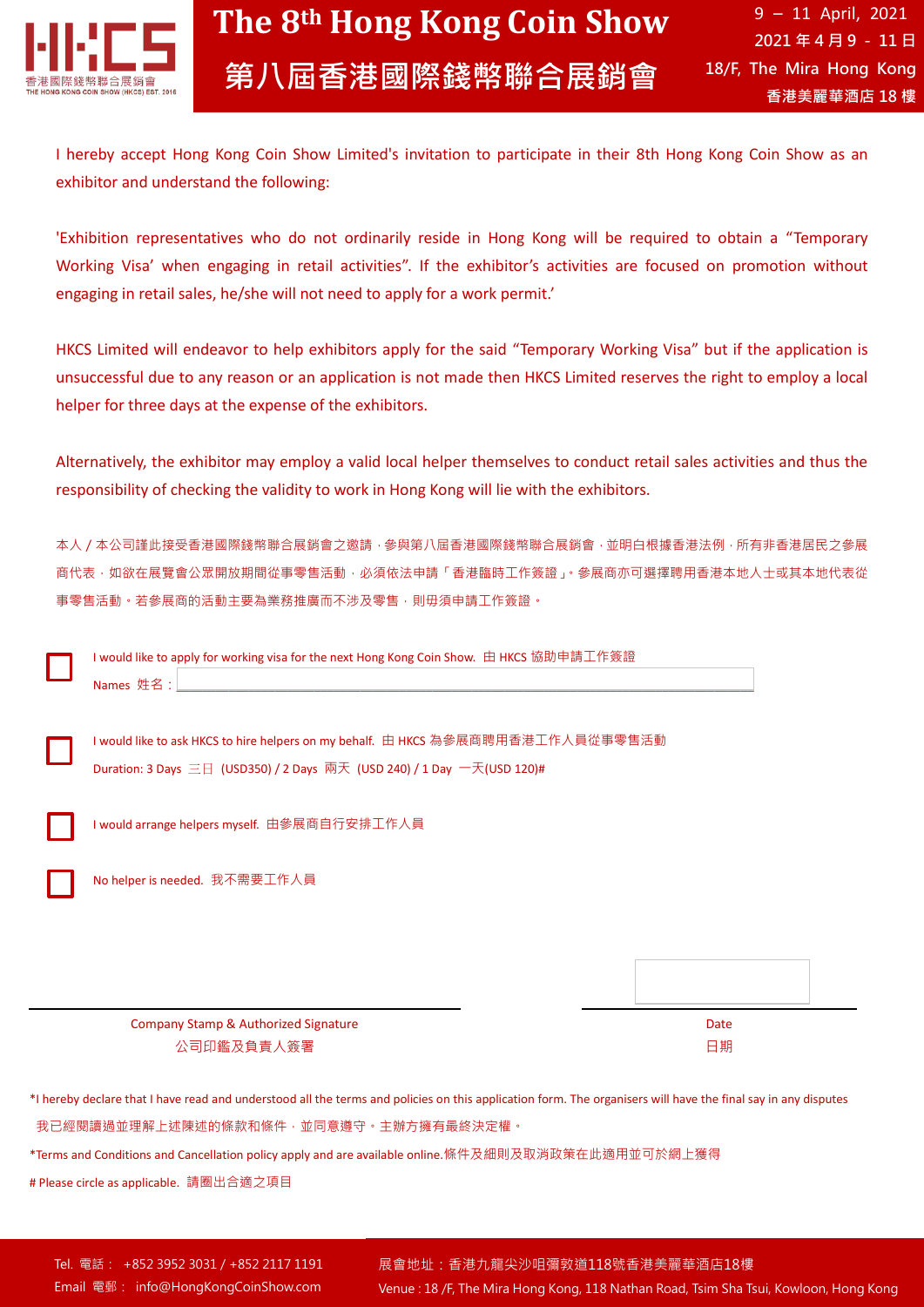# The 8th Hong Kong Coin Show

# 第八屆香港國際錢幣聯合展銷會

9 – 11 April, 2021
2021 年 4 月 9 - 11 日
18/F, The Mira Hong Kong
香港美麗華酒店 18 樓

I hereby accept Hong Kong Coin Show Limited's invitation to participate in their 8th Hong Kong Coin Show as an exhibitor and understand the following:

'Exhibition representatives who do not ordinarily reside in Hong Kong will be required to obtain a "Temporary Working Visa' when engaging in retail activities". If the exhibitor's activities are focused on promotion without engaging in retail sales, he/she will not need to apply for a work permit.'

HKCS Limited will endeavor to help exhibitors apply for the said "Temporary Working Visa" but if the application is unsuccessful due to any reason or an application is not made then HKCS Limited reserves the right to employ a local helper for three days at the expense of the exhibitors.

Alternatively, the exhibitor may employ a valid local helper themselves to conduct retail sales activities and thus the responsibility of checking the validity to work in Hong Kong will lie with the exhibitors.

本人 / 本公司謹此接受香港國際錢幣聯合展銷會之邀請，參與第八屆香港國際錢幣聯合展銷會，並明白根據香港法例，所有非香港居民之參展商代表，如欲在展覽會公眾開放期間從事零售活動，必須依法申請「香港臨時工作簽證」。參展商亦可選擇聘用香港本地人士或其本地代表從事零售活動。若參展商的活動主要為業務推廣而不涉及零售，則毋須申請工作簽證。

☐ I would like to apply for working visa for the next Hong Kong Coin Show. 由 HKCS 協助申請工作簽證

Names 姓名：\_\_\_\_\_\_\_\_\_\_\_\_\_\_\_\_\_\_\_\_

☐ I would like to ask HKCS to hire helpers on my behalf. 由 HKCS 為參展商聘用香港工作人員從事零售活動

Duration: 3 Days 三日 (USD350) / 2 Days 兩天 (USD 240) / 1 Day 一天(USD 120)#

☐ I would arrange helpers myself. 由參展商自行安排工作人員

☐ No helper is needed. 我不需要工作人員

\_\_\_\_\_\_\_\_\_\_\_\_\_\_\_\_\_\_\_\_
Company Stamp & Authorized Signature
公司印鑑及負責人簽署

\_\_\_\_\_\_\_\_\_\_\_\_\_\_\_\_\_\_\_\_
Date
日期

*I hereby declare that I have read and understood all the terms and policies on this application form. The organisers will have the final say in any disputes
我已經閱讀過並理解上述陳述的條款和條件，並同意遵守。主辦方擁有最終決定權。

*Terms and Conditions and Cancellation policy apply and are available online.條件及細則及取消政策在此適用並可於網上獲得

# Please circle as applicable. 請圈出合適之項目

Tel. 電話： +852 3952 3031 / +852 2117 1191
Email 電郵： info@HongKongCoinShow.com

展會地址：香港九龍尖沙咀彌敦道118號香港美麗華酒店18樓
Venue : 18 /F, The Mira Hong Kong, 118 Nathan Road, Tsim Sha Tsui, Kowloon, Hong Kong